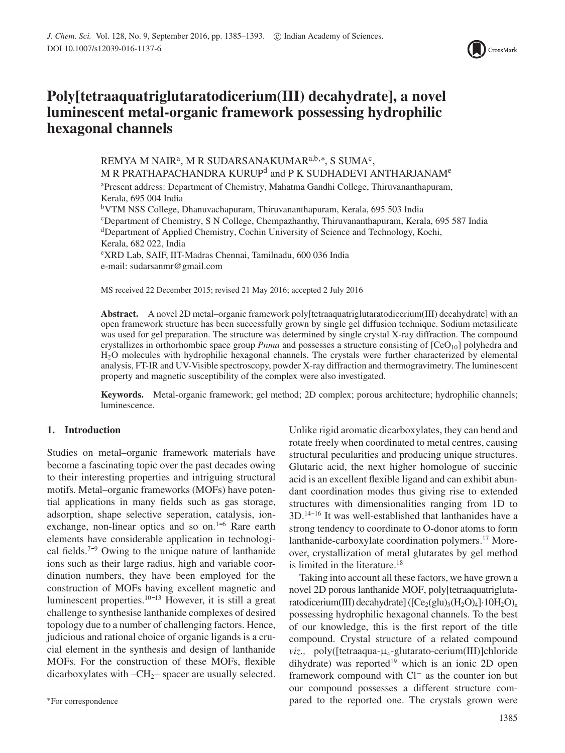# Poly[tetraaquatriglutaratodicerium(III) decahydrate], a novel luminescent metal-organic framework possessing hydrophilic hexagonal channels

REMYA M NAIR[a], M R SUDARSANAKUMAR[a,b,*], S SUMA[c], M R PRATHAPACHANDRA KURUP[d] and P K SUDHADEVI ANTHARJANAM[e]

[a]Present address: Department of Chemistry, Mahatma Gandhi College, Thiruvananthapuram, Kerala, 695 004 India

[b]VTM NSS College, Dhanuvachapuram, Thiruvananthapuram, Kerala, 695 503 India

[c]Department of Chemistry, S N College, Chempazhanthy, Thiruvananthapuram, Kerala, 695 587 India

[d]Department of Applied Chemistry, Cochin University of Science and Technology, Kochi, Kerala, 682 022, India

[e]XRD Lab, SAIF, IIT-Madras Chennai, Tamilnadu, 600 036 India

e-mail: sudarsanmr@gmail.com

MS received 22 December 2015; revised 21 May 2016; accepted 2 July 2016

**Abstract.** A novel 2D metal–organic framework poly[tetraaquatriglutaratodicerium(III) decahydrate] with an open framework structure has been successfully grown by single gel diffusion technique. Sodium metasilicate was used for gel preparation. The structure was determined by single crystal X-ray diffraction. The compound crystallizes in orthorhombic space group *Pnma* and possesses a structure consisting of $[CeO_{10}]$ polyhedra and $H_2O$ molecules with hydrophilic hexagonal channels. The crystals were further characterized by elemental analysis, FT-IR and UV-Visible spectroscopy, powder X-ray diffraction and thermogravimetry. The luminescent property and magnetic susceptibility of the complex were also investigated.

**Keywords.** Metal-organic framework; gel method; 2D complex; porous architecture; hydrophilic channels; luminescence.

## 1. Introduction

Studies on metal–organic framework materials have become a fascinating topic over the past decades owing to their interesting properties and intriguing structural motifs. Metal–organic frameworks (MOFs) have potential applications in many fields such as gas storage, adsorption, shape selective seperation, catalysis, ion-exchange, non-linear optics and so on.[1–6] Rare earth elements have considerable application in technological fields.[7–9] Owing to the unique nature of lanthanide ions such as their large radius, high and variable coordination numbers, they have been employed for the construction of MOFs having excellent magnetic and luminescent properties.[10–13] However, it is still a great challenge to synthesise lanthanide complexes of desired topology due to a number of challenging factors. Hence, judicious and rational choice of organic ligands is a crucial element in the synthesis and design of lanthanide MOFs. For the construction of these MOFs, flexible dicarboxylates with $–CH_2–$ spacer are usually selected. Unlike rigid aromatic dicarboxylates, they can bend and rotate freely when coordinated to metal centres, causing structural pecularities and producing unique structures. Glutaric acid, the next higher homologue of succinic acid is an excellent flexible ligand and can exhibit abundant coordination modes thus giving rise to extended structures with dimensionalities ranging from 1D to 3D.[14–16] It was well-established that lanthanides have a strong tendency to coordinate to O-donor atoms to form lanthanide-carboxylate coordination polymers.[17] Moreover, crystallization of metal glutarates by gel method is limited in the literature.[18]

Taking into account all these factors, we have grown a novel 2D porous lanthanide MOF, poly[tetraaquatriglutaratodicerium(III) decahydrate] $([Ce_2(glu)_3(H_2O)_4]\cdot 10H_2O)_n$ possessing hydrophilic hexagonal channels. To the best of our knowledge, this is the first report of the title compound. Crystal structure of a related compound *viz.,* poly([tetraaqua-$\mu_4$-glutarato-cerium(III)]chloride dihydrate) was reported[19] which is an ionic 2D open framework compound with $Cl^-$ as the counter ion but our compound possesses a different structure compared to the reported one. The crystals grown were

*For correspondence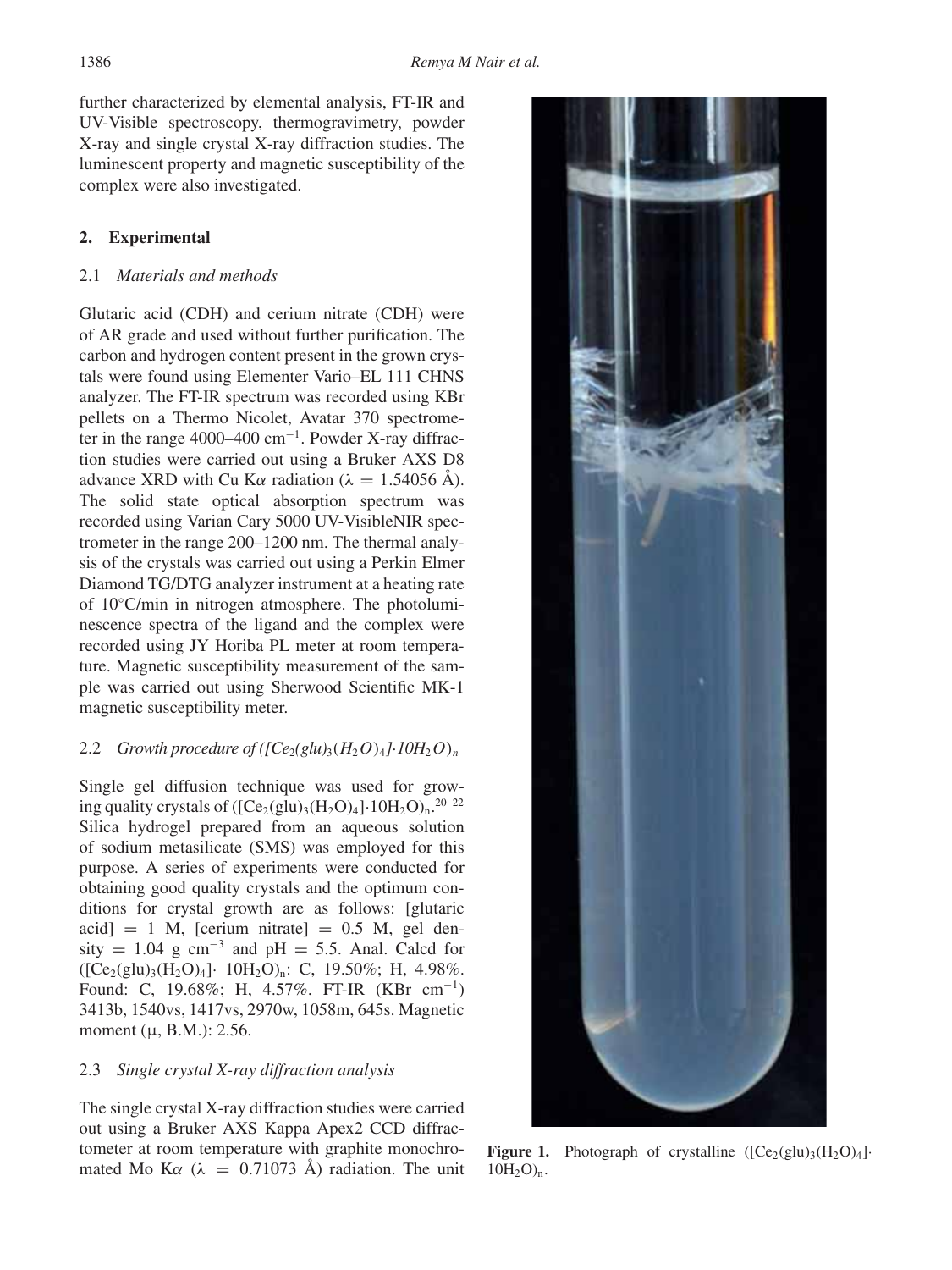further characterized by elemental analysis, FT-IR and UV-Visible spectroscopy, thermogravimetry, powder X-ray and single crystal X-ray diffraction studies. The luminescent property and magnetic susceptibility of the complex were also investigated.

## 2. Experimental

### 2.1 *Materials and methods*

Glutaric acid (CDH) and cerium nitrate (CDH) were of AR grade and used without further purification. The carbon and hydrogen content present in the grown crystals were found using Elementer Vario–EL 111 CHNS analyzer. The FT-IR spectrum was recorded using KBr pellets on a Thermo Nicolet, Avatar 370 spectrometer in the range 4000–400 $cm^{-1}$. Powder X-ray diffraction studies were carried out using a Bruker AXS D8 advance XRD with Cu K$\alpha$ radiation ($\lambda$ = 1.54056 Å). The solid state optical absorption spectrum was recorded using Varian Cary 5000 UV-VisibleNIR spectrometer in the range 200–1200 nm. The thermal analysis of the crystals was carried out using a Perkin Elmer Diamond TG/DTG analyzer instrument at a heating rate of 10°C/min in nitrogen atmosphere. The photoluminescence spectra of the ligand and the complex were recorded using JY Horiba PL meter at room temperature. Magnetic susceptibility measurement of the sample was carried out using Sherwood Scientific MK-1 magnetic susceptibility meter.

### 2.2 *Growth procedure of ($[Ce_2(glu)_3(H_2O)_4]\cdot 10H_2O)_n$*

Single gel diffusion technique was used for growing quality crystals of ($[Ce_2(glu)_3(H_2O)_4]\cdot 10H_2O)_n$.[20–22] Silica hydrogel prepared from an aqueous solution of sodium metasilicate (SMS) was employed for this purpose. A series of experiments were conducted for obtaining good quality crystals and the optimum conditions for crystal growth are as follows: [glutaric acid] = 1 M, [cerium nitrate] = 0.5 M, gel density = 1.04 g $cm^{-3}$ and pH = 5.5. Anal. Calcd for ($[Ce_2(glu)_3(H_2O)_4]\cdot$ $10H_2O)_n$: C, 19.50%; H, 4.98%. Found: C, 19.68%; H, 4.57%. FT-IR (KBr $cm^{-1}$) 3413b, 1540vs, 1417vs, 2970w, 1058m, 645s. Magnetic moment ($\mu$, B.M.): 2.56.

### 2.3 *Single crystal X-ray diffraction analysis*

The single crystal X-ray diffraction studies were carried out using a Bruker AXS Kappa Apex2 CCD diffractometer at room temperature with graphite monochromated Mo K$\alpha$ ($\lambda$ = 0.71073 Å) radiation. The unit

**Figure 1.** Photograph of crystalline ($[Ce_2(glu)_3(H_2O)_4]\cdot$ $10H_2O)_n$.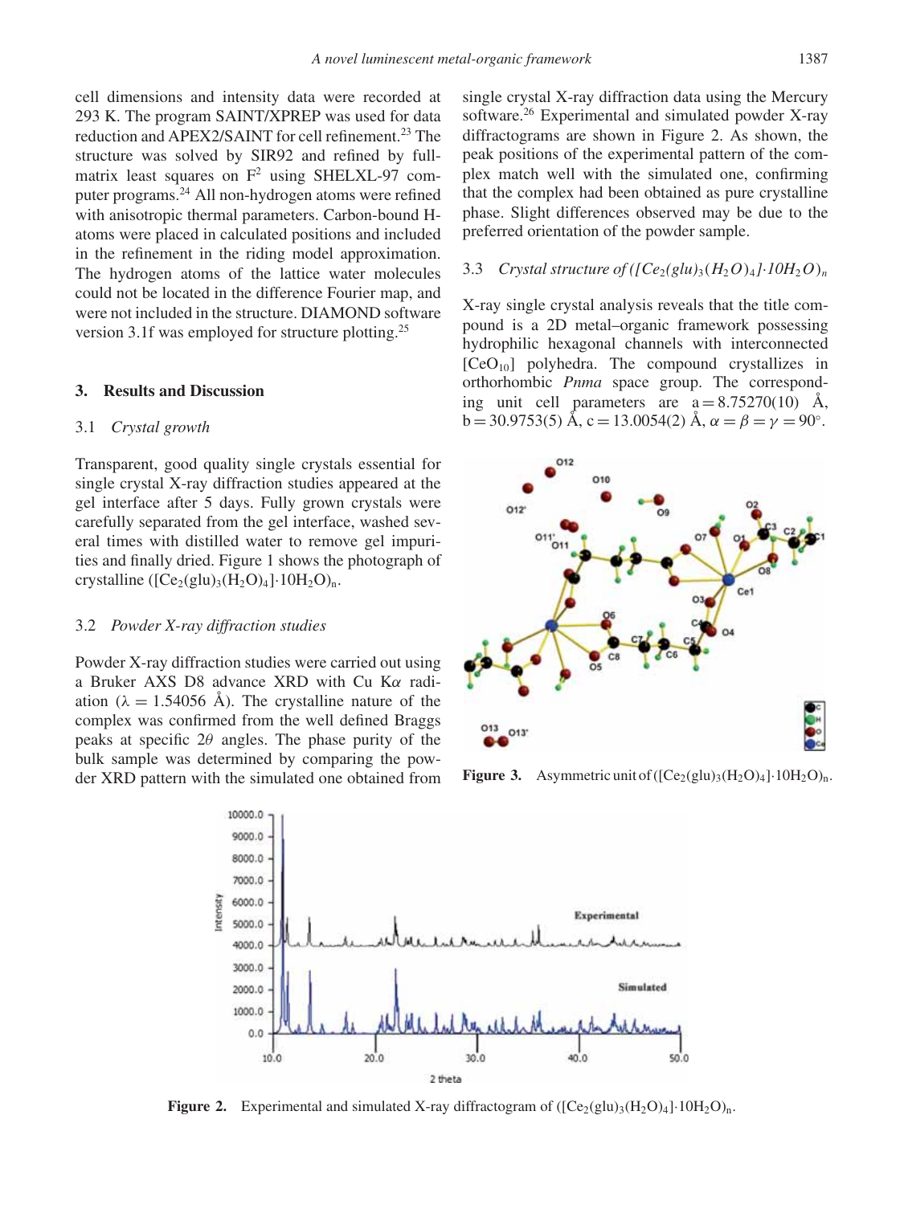cell dimensions and intensity data were recorded at 293 K. The program SAINT/XPREP was used for data reduction and APEX2/SAINT for cell refinement.[23] The structure was solved by SIR92 and refined by full-matrix least squares on $F^2$ using SHELXL-97 computer programs.[24] All non-hydrogen atoms were refined with anisotropic thermal parameters. Carbon-bound H-atoms were placed in calculated positions and included in the refinement in the riding model approximation. The hydrogen atoms of the lattice water molecules could not be located in the difference Fourier map, and were not included in the structure. DIAMOND software version 3.1f was employed for structure plotting.[25]

## 3. Results and Discussion

### 3.1 *Crystal growth*

Transparent, good quality single crystals essential for single crystal X-ray diffraction studies appeared at the gel interface after 5 days. Fully grown crystals were carefully separated from the gel interface, washed several times with distilled water to remove gel impurities and finally dried. Figure 1 shows the photograph of crystalline $([Ce_2(glu)_3(H_2O)_4]\cdot 10H_2O)_n$.

### 3.2 *Powder X-ray diffraction studies*

Powder X-ray diffraction studies were carried out using a Bruker AXS D8 advance XRD with Cu K$\alpha$ radiation ($\lambda$ = 1.54056 Å). The crystalline nature of the complex was confirmed from the well defined Braggs peaks at specific $2\theta$ angles. The phase purity of the bulk sample was determined by comparing the powder XRD pattern with the simulated one obtained from single crystal X-ray diffraction data using the Mercury software.[26] Experimental and simulated powder X-ray diffractograms are shown in Figure 2. As shown, the peak positions of the experimental pattern of the complex match well with the simulated one, confirming that the complex had been obtained as pure crystalline phase. Slight differences observed may be due to the preferred orientation of the powder sample.

### 3.3 *Crystal structure of $([Ce_2(glu)_3(H_2O)_4]\cdot 10H_2O)_n$*

X-ray single crystal analysis reveals that the title compound is a 2D metal–organic framework possessing hydrophilic hexagonal channels with interconnected $[CeO_{10}]$ polyhedra. The compound crystallizes in orthorhombic *Pnma* space group. The corresponding unit cell parameters are a = 8.75270(10) Å, b = 30.9753(5) Å, c = 13.0054(2) Å, $\alpha = \beta = \gamma = 90°$.

**Figure 3.** Asymmetric unit of $([Ce_2(glu)_3(H_2O)_4]\cdot 10H_2O)_n$.

**Figure 2.** Experimental and simulated X-ray diffractogram of $([Ce_2(glu)_3(H_2O)_4]\cdot 10H_2O)_n$.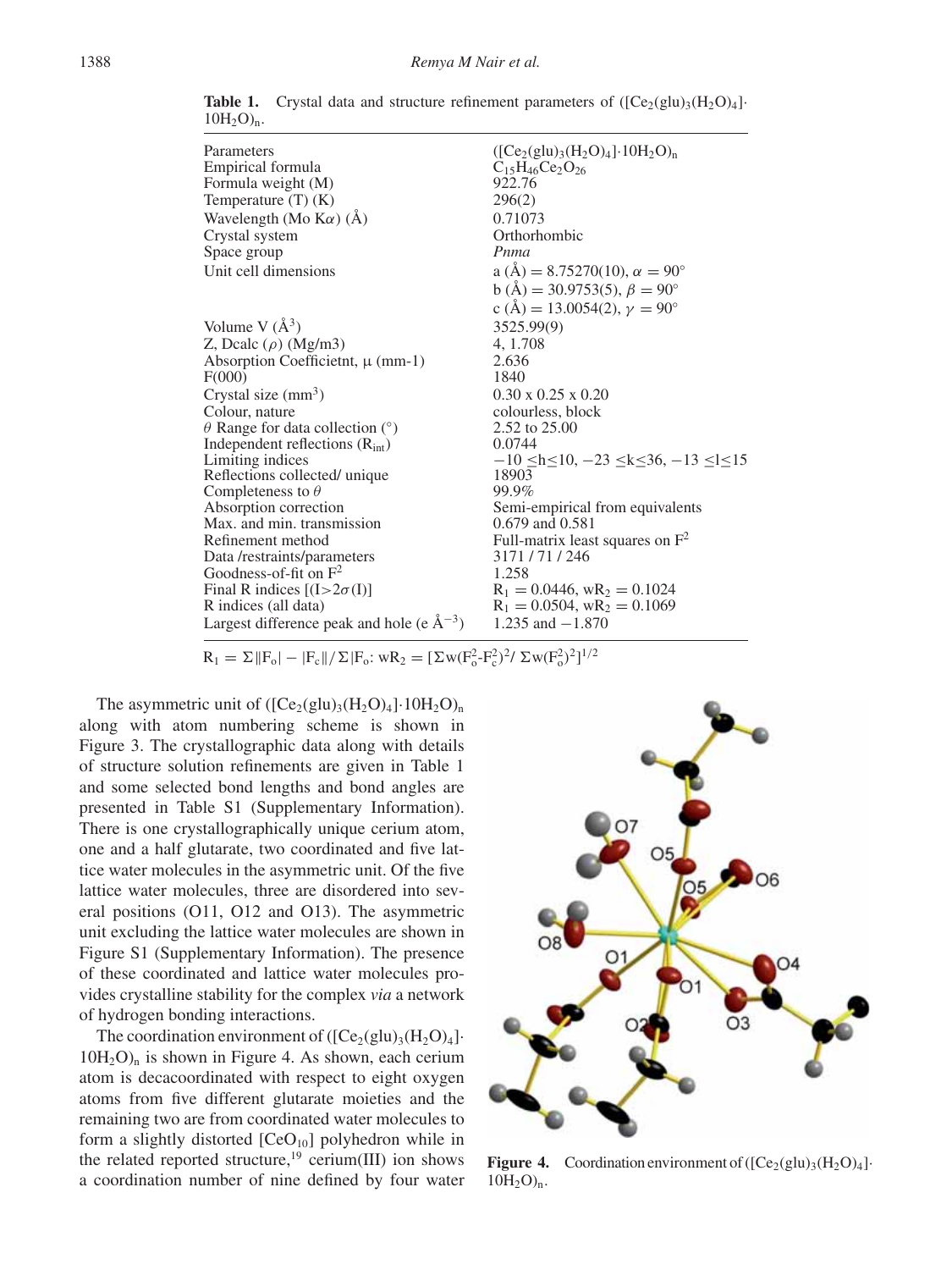**Table 1.** Crystal data and structure refinement parameters of $([Ce_2(glu)_3(H_2O)_4]\cdot 10H_2O)_n$.

| Parameters | $([Ce_2(glu)_3(H_2O)_4]\cdot 10H_2O)_n$ |
|---|---|
| Empirical formula | $C_{15}H_{46}Ce_2O_{26}$ |
| Formula weight (M) | 922.76 |
| Temperature (T) (K) | 296(2) |
| Wavelength (Mo Kα) (Å) | 0.71073 |
| Crystal system | Orthorhombic |
| Space group | *Pnma* |
| Unit cell dimensions | a (Å) = 8.75270(10), α = 90° <br> b (Å) = 30.9753(5), β = 90° <br> c (Å) = 13.0054(2), γ = 90° |
| Volume V (Å$^3$) | 3525.99(9) |
| Z, Dcalc (ρ) (Mg/m3) | 4, 1.708 |
| Absorption Coefficietnt, μ (mm-1) | 2.636 |
| F(000) | 1840 |
| Crystal size (mm$^3$) | 0.30 x 0.25 x 0.20 |
| Colour, nature | colourless, block |
| θ Range for data collection (°) | 2.52 to 25.00 |
| Independent reflections ($R_{int}$) | 0.0744 |
| Limiting indices | $-10 \leq h \leq 10$, $-23 \leq k \leq 36$, $-13 \leq l \leq 15$ |
| Reflections collected/ unique | 18903 |
| Completeness to θ | 99.9% |
| Absorption correction | Semi-empirical from equivalents |
| Max. and min. transmission | 0.679 and 0.581 |
| Refinement method | Full-matrix least squares on $F^2$ |
| Data /restraints/parameters | 3171 / 71 / 246 |
| Goodness-of-fit on $F^2$ | 1.258 |
| Final R indices [(I>2σ(I)] | $R_1 = 0.0446$, $wR_2 = 0.1024$ |
| R indices (all data) | $R_1 = 0.0504$, $wR_2 = 0.1069$ |
| Largest difference peak and hole (e Å$^{-3}$) | 1.235 and −1.870 |

$R_1 = \Sigma||F_o| - |F_c||/\Sigma|F_o$: $wR_2 = [\Sigma w(F_o^2 - F_c^2)^2/ \Sigma w(F_o^2)^2]^{1/2}$

The asymmetric unit of $([Ce_2(glu)_3(H_2O)_4]\cdot 10H_2O)_n$ along with atom numbering scheme is shown in Figure 3. The crystallographic data along with details of structure solution refinements are given in Table 1 and some selected bond lengths and bond angles are presented in Table S1 (Supplementary Information). There is one crystallographically unique cerium atom, one and a half glutarate, two coordinated and five lattice water molecules in the asymmetric unit. Of the five lattice water molecules, three are disordered into several positions (O11, O12 and O13). The asymmetric unit excluding the lattice water molecules are shown in Figure S1 (Supplementary Information). The presence of these coordinated and lattice water molecules provides crystalline stability for the complex *via* a network of hydrogen bonding interactions.

The coordination environment of $([Ce_2(glu)_3(H_2O)_4]\cdot 10H_2O)_n$ is shown in Figure 4. As shown, each cerium atom is decacoordinated with respect to eight oxygen atoms from five different glutarate moieties and the remaining two are from coordinated water molecules to form a slightly distorted $[CeO_{10}]$ polyhedron while in the related reported structure,[19] cerium(III) ion shows a coordination number of nine defined by four water

**Figure 4.** Coordination environment of $([Ce_2(glu)_3(H_2O)_4]\cdot 10H_2O)_n$.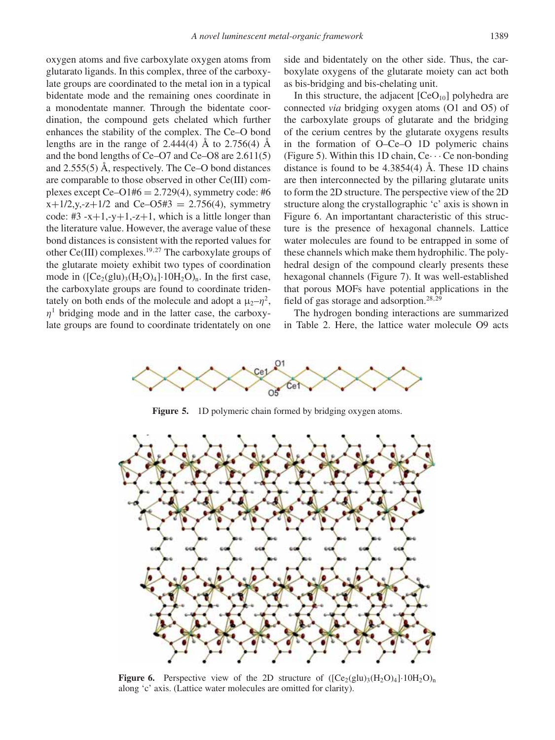oxygen atoms and five carboxylate oxygen atoms from glutarato ligands. In this complex, three of the carboxylate groups are coordinated to the metal ion in a typical bidentate mode and the remaining ones coordinate in a monodentate manner. Through the bidentate coordination, the compound gets chelated which further enhances the stability of the complex. The Ce–O bond lengths are in the range of 2.444(4) Å to 2.756(4) Å and the bond lengths of Ce–O7 and Ce–O8 are 2.611(5) and 2.555(5) Å, respectively. The Ce–O bond distances are comparable to those observed in other Ce(III) complexes except Ce–O1#6 = 2.729(4), symmetry code: #6 x+1/2,y,-z+1/2 and Ce–O5#3 = 2.756(4), symmetry code: #3 -x+1,-y+1,-z+1, which is a little longer than the literature value. However, the average value of these bond distances is consistent with the reported values for other Ce(III) complexes.[19,27] The carboxylate groups of the glutarate moiety exhibit two types of coordination mode in $([Ce_2(glu)_3(H_2O)_4]\cdot 10H_2O)_n$. In the first case, the carboxylate groups are found to coordinate tridentately on both ends of the molecule and adopt a $\mu_2$–$\eta^2$, $\eta^1$ bridging mode and in the latter case, the carboxylate groups are found to coordinate tridentately on one side and bidentately on the other side. Thus, the carboxylate oxygens of the glutarate moiety can act both as bis-bridging and bis-chelating unit.

In this structure, the adjacent $[CeO_{10}]$ polyhedra are connected *via* bridging oxygen atoms (O1 and O5) of the carboxylate groups of glutarate and the bridging of the cerium centres by the glutarate oxygens results in the formation of O–Ce–O 1D polymeric chains (Figure 5). Within this 1D chain, Ce···Ce non-bonding distance is found to be 4.3854(4) Å. These 1D chains are then interconnected by the pillaring glutarate units to form the 2D structure. The perspective view of the 2D structure along the crystallographic 'c' axis is shown in Figure 6. An importantant characteristic of this structure is the presence of hexagonal channels. Lattice water molecules are found to be entrapped in some of these channels which make them hydrophilic. The polyhedral design of the compound clearly presents these hexagonal channels (Figure 7). It was well-established that porous MOFs have potential applications in the field of gas storage and adsorption.[28,29]

The hydrogen bonding interactions are summarized in Table 2. Here, the lattice water molecule O9 acts

**Figure 5.** 1D polymeric chain formed by bridging oxygen atoms.

**Figure 6.** Perspective view of the 2D structure of $([Ce_2(glu)_3(H_2O)_4]\cdot 10H_2O)_n$ along 'c' axis. (Lattice water molecules are omitted for clarity).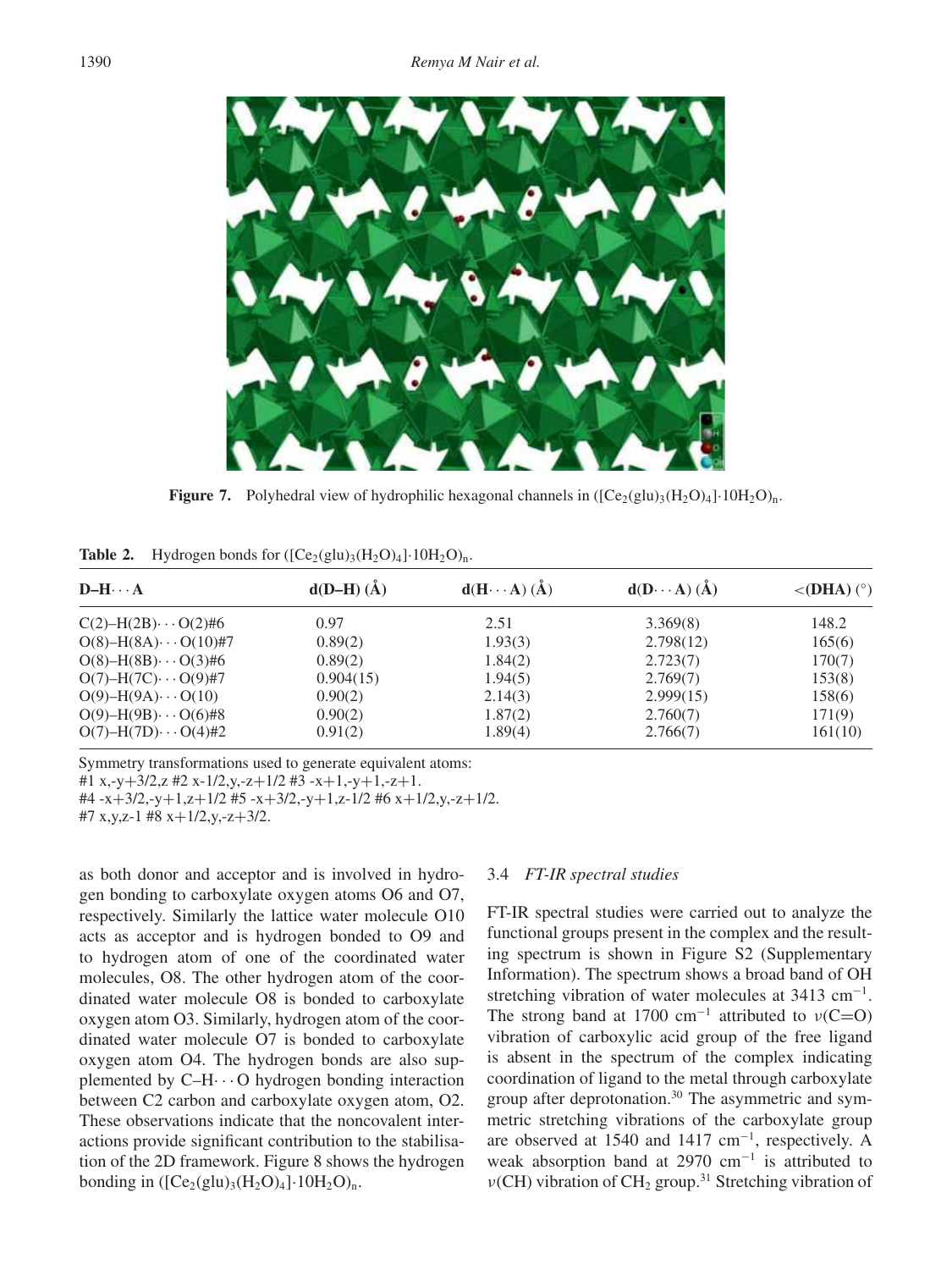**Figure 7.** Polyhedral view of hydrophilic hexagonal channels in $([Ce_2(glu)_3(H_2O)_4]\cdot 10H_2O)_n$.

**Table 2.** Hydrogen bonds for $([Ce_2(glu)_3(H_2O)_4]\cdot 10H_2O)_n$.

| D–H···A | d(D–H) (Å) | d(H···A) (Å) | d(D···A) (Å) | <(DHA) (°) |
|---|---|---|---|---|
| C(2)–H(2B)···O(2)#6 | 0.97 | 2.51 | 3.369(8) | 148.2 |
| O(8)–H(8A)···O(10)#7 | 0.89(2) | 1.93(3) | 2.798(12) | 165(6) |
| O(8)–H(8B)···O(3)#6 | 0.89(2) | 1.84(2) | 2.723(7) | 170(7) |
| O(7)–H(7C)···O(9)#7 | 0.904(15) | 1.94(5) | 2.769(7) | 153(8) |
| O(9)–H(9A)···O(10) | 0.90(2) | 2.14(3) | 2.999(15) | 158(6) |
| O(9)–H(9B)···O(6)#8 | 0.90(2) | 1.87(2) | 2.760(7) | 171(9) |
| O(7)–H(7D)···O(4)#2 | 0.91(2) | 1.89(4) | 2.766(7) | 161(10) |

Symmetry transformations used to generate equivalent atoms:
#1 x,-y+3/2,z #2 x-1/2,y,-z+1/2 #3 -x+1,-y+1,-z+1.
#4 -x+3/2,-y+1,z+1/2 #5 -x+3/2,-y+1,z-1/2 #6 x+1/2,y,-z+1/2.
#7 x,y,z-1 #8 x+1/2,y,-z+3/2.

as both donor and acceptor and is involved in hydrogen bonding to carboxylate oxygen atoms O6 and O7, respectively. Similarly the lattice water molecule O10 acts as acceptor and is hydrogen bonded to O9 and to hydrogen atom of one of the coordinated water molecules, O8. The other hydrogen atom of the coordinated water molecule O8 is bonded to carboxylate oxygen atom O3. Similarly, hydrogen atom of the coordinated water molecule O7 is bonded to carboxylate oxygen atom O4. The hydrogen bonds are also supplemented by C–H···O hydrogen bonding interaction between C2 carbon and carboxylate oxygen atom, O2. These observations indicate that the noncovalent interactions provide significant contribution to the stabilisation of the 2D framework. Figure 8 shows the hydrogen bonding in $([Ce_2(glu)_3(H_2O)_4]\cdot 10H_2O)_n$.

### 3.4 *FT-IR spectral studies*

FT-IR spectral studies were carried out to analyze the functional groups present in the complex and the resulting spectrum is shown in Figure S2 (Supplementary Information). The spectrum shows a broad band of OH stretching vibration of water molecules at 3413 $cm^{-1}$. The strong band at 1700 $cm^{-1}$ attributed to $\nu$(C=O) vibration of carboxylic acid group of the free ligand is absent in the spectrum of the complex indicating coordination of ligand to the metal through carboxylate group after deprotonation.[30] The asymmetric and symmetric stretching vibrations of the carboxylate group are observed at 1540 and 1417 $cm^{-1}$, respectively. A weak absorption band at 2970 $cm^{-1}$ is attributed to $\nu$(CH) vibration of $CH_2$ group.[31] Stretching vibration of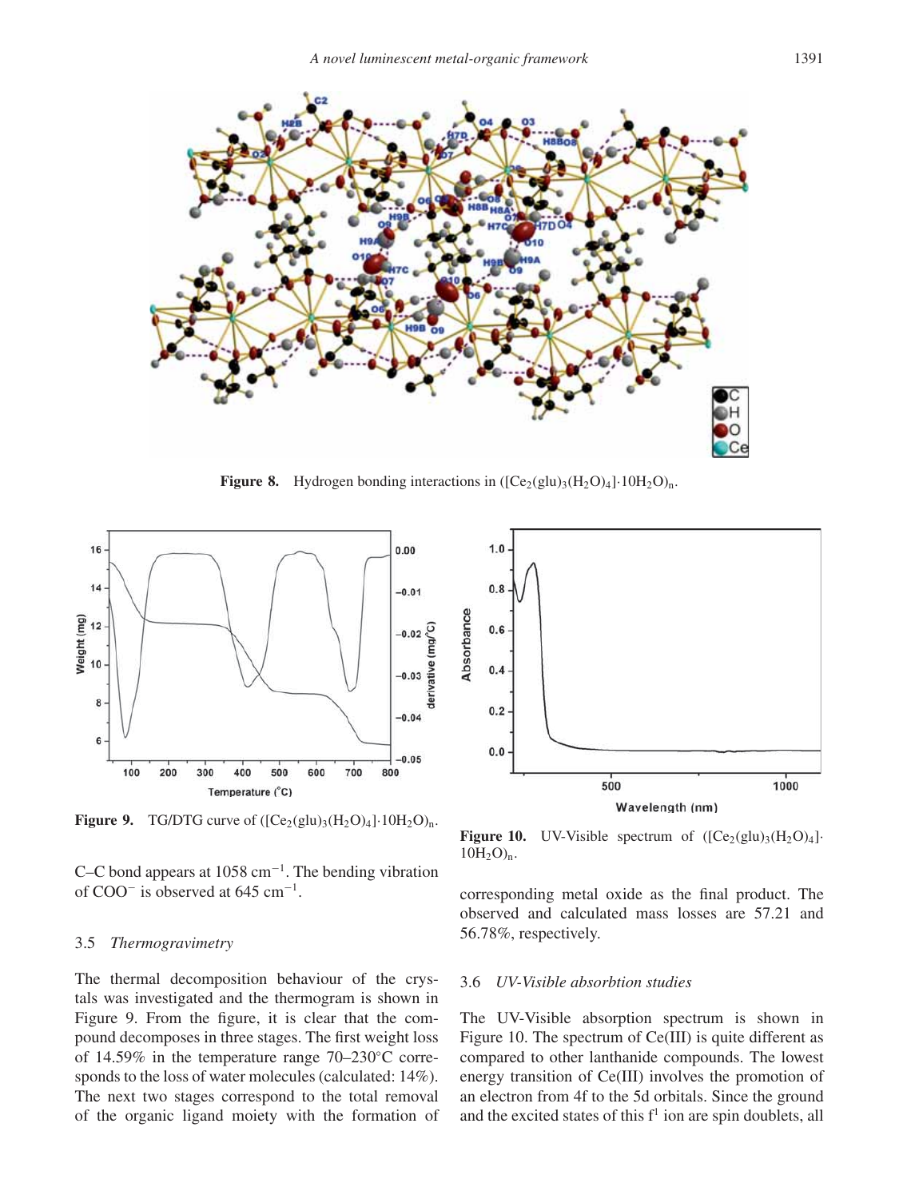**Figure 8.** Hydrogen bonding interactions in $([Ce_2(glu)_3(H_2O)_4]\cdot 10H_2O)_n$.

**Figure 9.** TG/DTG curve of $([Ce_2(glu)_3(H_2O)_4]\cdot 10H_2O)_n$.

**Figure 10.** UV-Visible spectrum of $([Ce_2(glu)_3(H_2O)_4]\cdot 10H_2O)_n$.

C–C bond appears at 1058 $cm^{-1}$. The bending vibration of $COO^-$ is observed at 645 $cm^{-1}$.

### 3.5 *Thermogravimetry*

The thermal decomposition behaviour of the crystals was investigated and the thermogram is shown in Figure 9. From the figure, it is clear that the compound decomposes in three stages. The first weight loss of 14.59% in the temperature range 70–230°C corresponds to the loss of water molecules (calculated: 14%). The next two stages correspond to the total removal of the organic ligand moiety with the formation of corresponding metal oxide as the final product. The observed and calculated mass losses are 57.21 and 56.78%, respectively.

### 3.6 *UV-Visible absorbtion studies*

The UV-Visible absorption spectrum is shown in Figure 10. The spectrum of Ce(III) is quite different as compared to other lanthanide compounds. The lowest energy transition of Ce(III) involves the promotion of an electron from 4f to the 5d orbitals. Since the ground and the excited states of this $f^1$ ion are spin doublets, all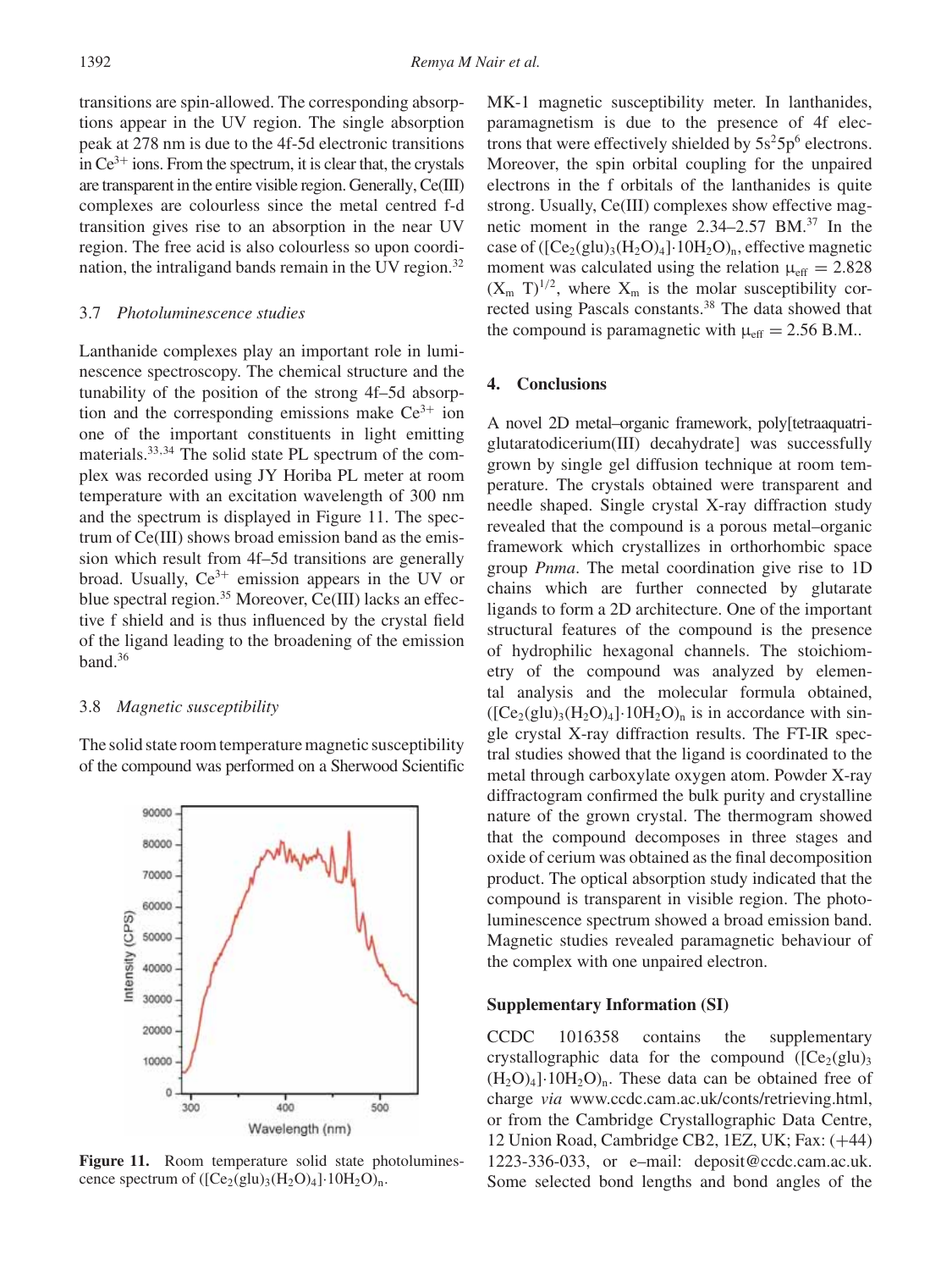transitions are spin-allowed. The corresponding absorptions appear in the UV region. The single absorption peak at 278 nm is due to the 4f-5d electronic transitions in $Ce^{3+}$ ions. From the spectrum, it is clear that, the crystals are transparent in the entire visible region. Generally, Ce(III) complexes are colourless since the metal centred f-d transition gives rise to an absorption in the near UV region. The free acid is also colourless so upon coordination, the intraligand bands remain in the UV region.[32]

### 3.7 *Photoluminescence studies*

Lanthanide complexes play an important role in luminescence spectroscopy. The chemical structure and the tunability of the position of the strong 4f–5d absorption and the corresponding emissions make $Ce^{3+}$ ion one of the important constituents in light emitting materials.[33,34] The solid state PL spectrum of the complex was recorded using JY Horiba PL meter at room temperature with an excitation wavelength of 300 nm and the spectrum is displayed in Figure 11. The spectrum of Ce(III) shows broad emission band as the emission which result from 4f–5d transitions are generally broad. Usually, $Ce^{3+}$ emission appears in the UV or blue spectral region.[35] Moreover, Ce(III) lacks an effective f shield and is thus influenced by the crystal field of the ligand leading to the broadening of the emission band.[36]

### 3.8 *Magnetic susceptibility*

The solid state room temperature magnetic susceptibility of the compound was performed on a Sherwood Scientific MK-1 magnetic susceptibility meter. In lanthanides, paramagnetism is due to the presence of 4f electrons that were effectively shielded by $5s^2 5p^6$ electrons. Moreover, the spin orbital coupling for the unpaired electrons in the f orbitals of the lanthanides is quite strong. Usually, Ce(III) complexes show effective magnetic moment in the range 2.34–2.57 BM.[37] In the case of $([Ce_2(glu)_3(H_2O)_4]\cdot 10H_2O)_n$, effective magnetic moment was calculated using the relation $\mu_{eff} = 2.828 (X_m\ T)^{1/2}$, where $X_m$ is the molar susceptibility corrected using Pascals constants.[38] The data showed that the compound is paramagnetic with $\mu_{eff} = 2.56$ B.M..

**Figure 11.** Room temperature solid state photoluminescence spectrum of $([Ce_2(glu)_3(H_2O)_4]\cdot 10H_2O)_n$.

## 4. Conclusions

A novel 2D metal–organic framework, poly[tetraaquatriglutaratodicerium(III) decahydrate] was successfully grown by single gel diffusion technique at room temperature. The crystals obtained were transparent and needle shaped. Single crystal X-ray diffraction study revealed that the compound is a porous metal–organic framework which crystallizes in orthorhombic space group *Pnma*. The metal coordination give rise to 1D chains which are further connected by glutarate ligands to form a 2D architecture. One of the important structural features of the compound is the presence of hydrophilic hexagonal channels. The stoichiometry of the compound was analyzed by elemental analysis and the molecular formula obtained, $([Ce_2(glu)_3(H_2O)_4]\cdot 10H_2O)_n$ is in accordance with single crystal X-ray diffraction results. The FT-IR spectral studies showed that the ligand is coordinated to the metal through carboxylate oxygen atom. Powder X-ray diffractogram confirmed the bulk purity and crystalline nature of the grown crystal. The thermogram showed that the compound decomposes in three stages and oxide of cerium was obtained as the final decomposition product. The optical absorption study indicated that the compound is transparent in visible region. The photoluminescence spectrum showed a broad emission band. Magnetic studies revealed paramagnetic behaviour of the complex with one unpaired electron.

### Supplementary Information (SI)

CCDC 1016358 contains the supplementary crystallographic data for the compound $([Ce_2(glu)_3(H_2O)_4]\cdot 10H_2O)_n$. These data can be obtained free of charge *via* www.ccdc.cam.ac.uk/conts/retrieving.html, or from the Cambridge Crystallographic Data Centre, 12 Union Road, Cambridge CB2, 1EZ, UK; Fax: (+44) 1223-336-033, or e–mail: deposit@ccdc.cam.ac.uk. Some selected bond lengths and bond angles of the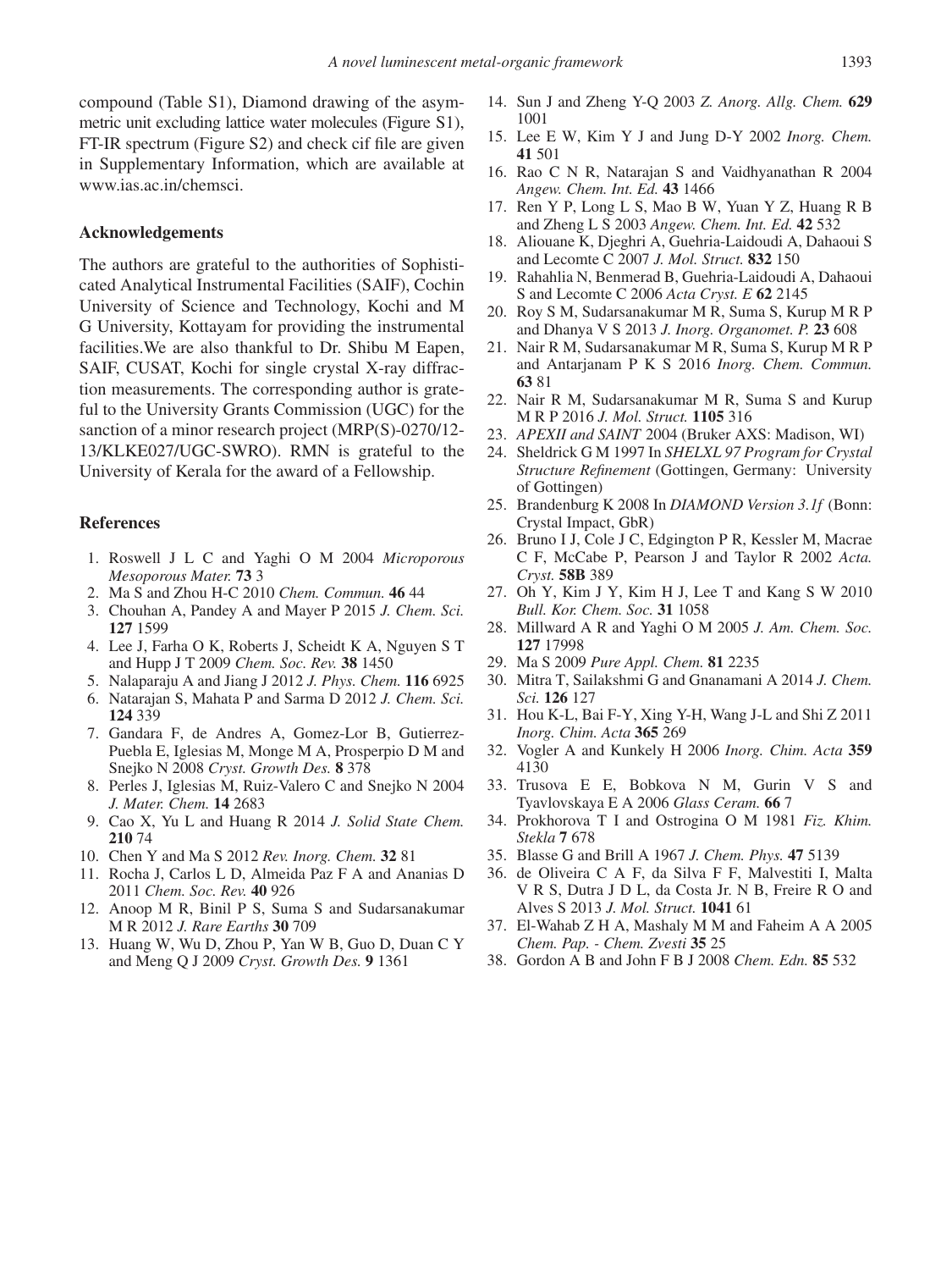compound (Table S1), Diamond drawing of the asymmetric unit excluding lattice water molecules (Figure S1), FT-IR spectrum (Figure S2) and check cif file are given in Supplementary Information, which are available at www.ias.ac.in/chemsci.

### Acknowledgements

The authors are grateful to the authorities of Sophisticated Analytical Instrumental Facilities (SAIF), Cochin University of Science and Technology, Kochi and M G University, Kottayam for providing the instrumental facilities.We are also thankful to Dr. Shibu M Eapen, SAIF, CUSAT, Kochi for single crystal X-ray diffraction measurements. The corresponding author is grateful to the University Grants Commission (UGC) for the sanction of a minor research project (MRP(S)-0270/12-13/KLKE027/UGC-SWRO). RMN is grateful to the University of Kerala for the award of a Fellowship.

### References

1. Roswell J L C and Yaghi O M 2004 *Microporous Mesoporous Mater.* **73** 3
2. Ma S and Zhou H-C 2010 *Chem. Commun.* **46** 44
3. Chouhan A, Pandey A and Mayer P 2015 *J. Chem. Sci.* **127** 1599
4. Lee J, Farha O K, Roberts J, Scheidt K A, Nguyen S T and Hupp J T 2009 *Chem. Soc. Rev.* **38** 1450
5. Nalaparaju A and Jiang J 2012 *J. Phys. Chem.* **116** 6925
6. Natarajan S, Mahata P and Sarma D 2012 *J. Chem. Sci.* **124** 339
7. Gandara F, de Andres A, Gomez-Lor B, Gutierrez-Puebla E, Iglesias M, Monge M A, Prosperpio D M and Snejko N 2008 *Cryst. Growth Des.* **8** 378
8. Perles J, Iglesias M, Ruiz-Valero C and Snejko N 2004 *J. Mater. Chem.* **14** 2683
9. Cao X, Yu L and Huang R 2014 *J. Solid State Chem.* **210** 74
10. Chen Y and Ma S 2012 *Rev. Inorg. Chem.* **32** 81
11. Rocha J, Carlos L D, Almeida Paz F A and Ananias D 2011 *Chem. Soc. Rev.* **40** 926
12. Anoop M R, Binil P S, Suma S and Sudarsanakumar M R 2012 *J. Rare Earths* **30** 709
13. Huang W, Wu D, Zhou P, Yan W B, Guo D, Duan C Y and Meng Q J 2009 *Cryst. Growth Des.* **9** 1361
14. Sun J and Zheng Y-Q 2003 *Z. Anorg. Allg. Chem.* **629** 1001
15. Lee E W, Kim Y J and Jung D-Y 2002 *Inorg. Chem.* **41** 501
16. Rao C N R, Natarajan S and Vaidhyanathan R 2004 *Angew. Chem. Int. Ed.* **43** 1466
17. Ren Y P, Long L S, Mao B W, Yuan Y Z, Huang R B and Zheng L S 2003 *Angew. Chem. Int. Ed.* **42** 532
18. Aliouane K, Djeghri A, Guehria-Laidoudi A, Dahaoui S and Lecomte C 2007 *J. Mol. Struct.* **832** 150
19. Rahahlia N, Benmerad B, Guehria-Laidoudi A, Dahaoui S and Lecomte C 2006 *Acta Cryst. E* **62** 2145
20. Roy S M, Sudarsanakumar M R, Suma S, Kurup M R P and Dhanya V S 2013 *J. Inorg. Organomet. P.* **23** 608
21. Nair R M, Sudarsanakumar M R, Suma S, Kurup M R P and Antarjanam P K S 2016 *Inorg. Chem. Commun.* **63** 81
22. Nair R M, Sudarsanakumar M R, Suma S and Kurup M R P 2016 *J. Mol. Struct.* **1105** 316
23. *APEXII and SAINT* 2004 (Bruker AXS: Madison, WI)
24. Sheldrick G M 1997 In *SHELXL 97 Program for Crystal Structure Refinement* (Gottingen, Germany: University of Gottingen)
25. Brandenburg K 2008 In *DIAMOND Version 3.1f* (Bonn: Crystal Impact, GbR)
26. Bruno I J, Cole J C, Edgington P R, Kessler M, Macrae C F, McCabe P, Pearson J and Taylor R 2002 *Acta. Cryst.* **58B** 389
27. Oh Y, Kim J Y, Kim H J, Lee T and Kang S W 2010 *Bull. Kor. Chem. Soc.* **31** 1058
28. Millward A R and Yaghi O M 2005 *J. Am. Chem. Soc.* **127** 17998
29. Ma S 2009 *Pure Appl. Chem.* **81** 2235
30. Mitra T, Sailakshmi G and Gnanamani A 2014 *J. Chem. Sci.* **126** 127
31. Hou K-L, Bai F-Y, Xing Y-H, Wang J-L and Shi Z 2011 *Inorg. Chim. Acta* **365** 269
32. Vogler A and Kunkely H 2006 *Inorg. Chim. Acta* **359** 4130
33. Trusova E E, Bobkova N M, Gurin V S and Tyavlovskaya E A 2006 *Glass Ceram.* **66** 7
34. Prokhorova T I and Ostrogina O M 1981 *Fiz. Khim. Stekla* **7** 678
35. Blasse G and Brill A 1967 *J. Chem. Phys.* **47** 5139
36. de Oliveira C A F, da Silva F F, Malvestiti I, Malta V R S, Dutra J D L, da Costa Jr. N B, Freire R O and Alves S 2013 *J. Mol. Struct.* **1041** 61
37. El-Wahab Z H A, Mashaly M M and Faheim A A 2005 *Chem. Pap. - Chem. Zvesti* **35** 25
38. Gordon A B and John F B J 2008 *Chem. Edn.* **85** 532